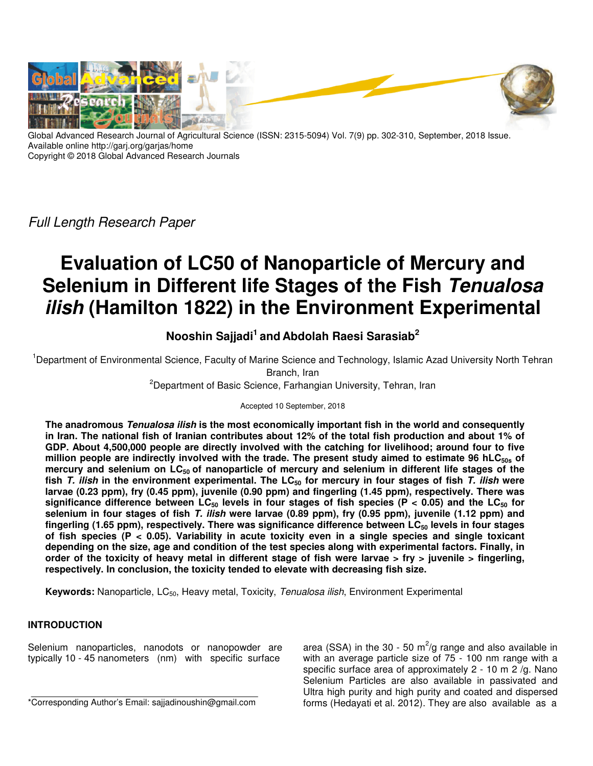Global Advanced Research Journal of Agricultural Science (ISSN: 2315-5094) Vol. 7(9) pp. 302-310, September, 2018 Issue.
Available online http://garj.org/garjas/home
Copyright © 2018 Global Advanced Research Journals

*Full Length Research Paper*

# Evaluation of LC50 of Nanoparticle of Mercury and Selenium in Different life Stages of the Fish *Tenualosa ilish* (Hamilton 1822) in the Environment Experimental

**Nooshin Sajjadi[1] and Abdolah Raesi Sarasiab[2]**

[1]Department of Environmental Science, Faculty of Marine Science and Technology, Islamic Azad University North Tehran Branch, Iran

[2]Department of Basic Science, Farhangian University, Tehran, Iran

Accepted 10 September, 2018

**The anadromous *Tenualosa ilish* is the most economically important fish in the world and consequently in Iran. The national fish of Iranian contributes about 12% of the total fish production and about 1% of GDP. About 4,500,000 people are directly involved with the catching for livelihood; around four to five million people are indirectly involved with the trade. The present study aimed to estimate 96 $hLC_{50s}$ of mercury and selenium on $LC_{50}$ of nanoparticle of mercury and selenium in different life stages of the fish *T. ilish* in the environment experimental. The $LC_{50}$ for mercury in four stages of fish *T. ilish* were larvae (0.23 ppm), fry (0.45 ppm), juvenile (0.90 ppm) and fingerling (1.45 ppm), respectively. There was significance difference between $LC_{50}$ levels in four stages of fish species ($P < 0.05$) and the $LC_{50}$ for selenium in four stages of fish *T. ilish* were larvae (0.89 ppm), fry (0.95 ppm), juvenile (1.12 ppm) and fingerling (1.65 ppm), respectively. There was significance difference between $LC_{50}$ levels in four stages of fish species ($P < 0.05$). Variability in acute toxicity even in a single species and single toxicant depending on the size, age and condition of the test species along with experimental factors. Finally, in order of the toxicity of heavy metal in different stage of fish were larvae > fry > juvenile > fingerling, respectively. In conclusion, the toxicity tended to elevate with decreasing fish size.**

**Keywords:** Nanoparticle, $LC_{50}$, Heavy metal, Toxicity, *Tenualosa ilish*, Environment Experimental

## INTRODUCTION

Selenium nanoparticles, nanodots or nanopowder are typically 10 - 45 nanometers (nm) with specific surface area (SSA) in the 30 - 50 $m^2/g$ range and also available in with an average particle size of 75 - 100 nm range with a specific surface area of approximately 2 - 10 m 2 /g. Nano Selenium Particles are also available in passivated and Ultra high purity and high purity and coated and dispersed forms (Hedayati et al. 2012). They are also available as a

*Corresponding Author's Email: sajjadinoushin@gmail.com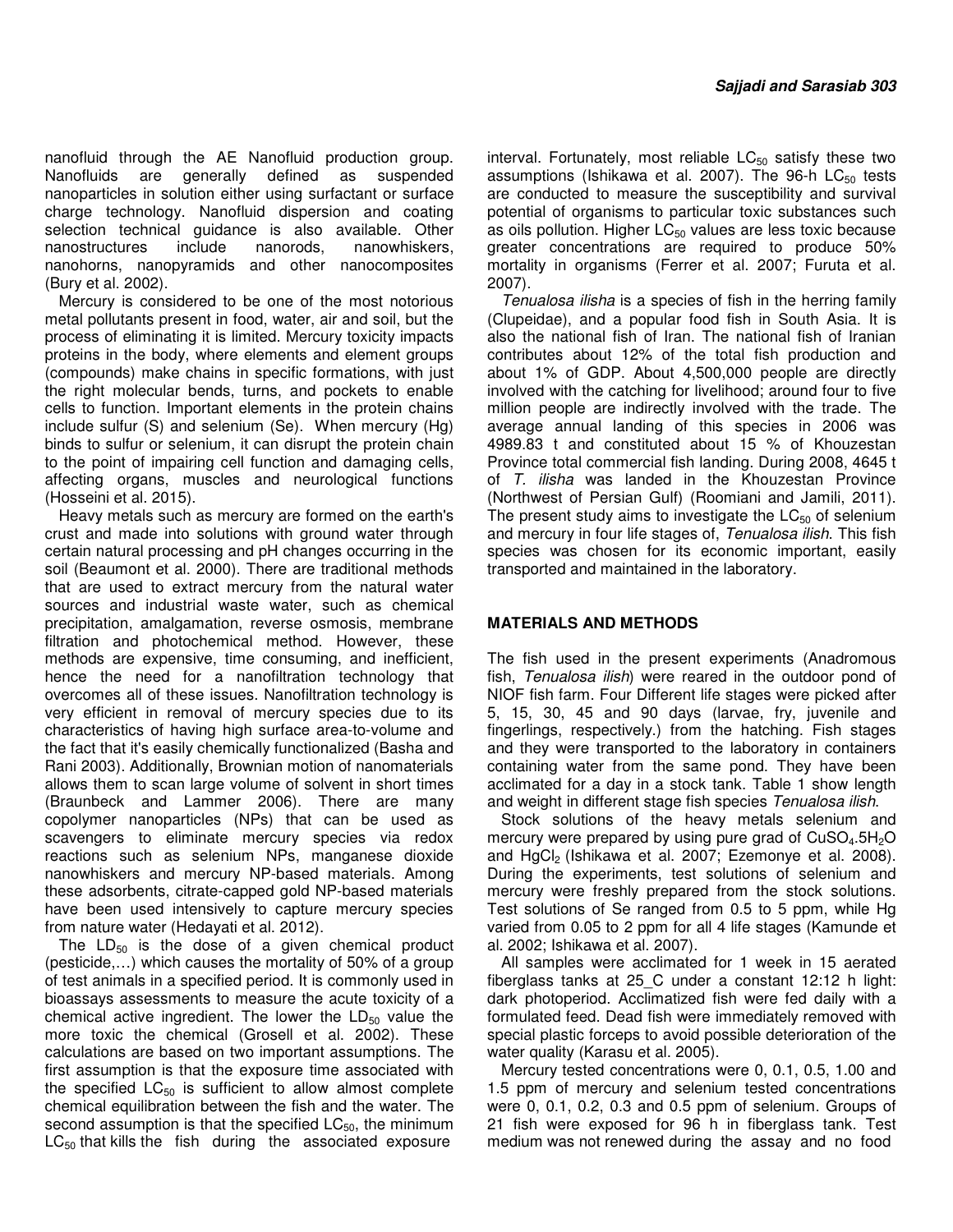nanofluid through the AE Nanofluid production group. Nanofluids are generally defined as suspended nanoparticles in solution either using surfactant or surface charge technology. Nanofluid dispersion and coating selection technical guidance is also available. Other nanostructures include nanorods, nanowhiskers, nanohorns, nanopyramids and other nanocomposites (Bury et al. 2002).

Mercury is considered to be one of the most notorious metal pollutants present in food, water, air and soil, but the process of eliminating it is limited. Mercury toxicity impacts proteins in the body, where elements and element groups (compounds) make chains in specific formations, with just the right molecular bends, turns, and pockets to enable cells to function. Important elements in the protein chains include sulfur (S) and selenium (Se). When mercury (Hg) binds to sulfur or selenium, it can disrupt the protein chain to the point of impairing cell function and damaging cells, affecting organs, muscles and neurological functions (Hosseini et al. 2015).

Heavy metals such as mercury are formed on the earth's crust and made into solutions with ground water through certain natural processing and pH changes occurring in the soil (Beaumont et al. 2000). There are traditional methods that are used to extract mercury from the natural water sources and industrial waste water, such as chemical precipitation, amalgamation, reverse osmosis, membrane filtration and photochemical method. However, these methods are expensive, time consuming, and inefficient, hence the need for a nanofiltration technology that overcomes all of these issues. Nanofiltration technology is very efficient in removal of mercury species due to its characteristics of having high surface area-to-volume and the fact that it's easily chemically functionalized (Basha and Rani 2003). Additionally, Brownian motion of nanomaterials allows them to scan large volume of solvent in short times (Braunbeck and Lammer 2006). There are many copolymer nanoparticles (NPs) that can be used as scavengers to eliminate mercury species via redox reactions such as selenium NPs, manganese dioxide nanowhiskers and mercury NP-based materials. Among these adsorbents, citrate-capped gold NP-based materials have been used intensively to capture mercury species from nature water (Hedayati et al. 2012).

The $LD_{50}$ is the dose of a given chemical product (pesticide,…) which causes the mortality of 50% of a group of test animals in a specified period. It is commonly used in bioassays assessments to measure the acute toxicity of a chemical active ingredient. The lower the $LD_{50}$ value the more toxic the chemical (Grosell et al. 2002). These calculations are based on two important assumptions. The first assumption is that the exposure time associated with the specified $LC_{50}$ is sufficient to allow almost complete chemical equilibration between the fish and the water. The second assumption is that the specified $LC_{50}$, the minimum $LC_{50}$ that kills the fish during the associated exposure interval. Fortunately, most reliable $LC_{50}$ satisfy these two assumptions (Ishikawa et al. 2007). The 96-h $LC_{50}$ tests are conducted to measure the susceptibility and survival potential of organisms to particular toxic substances such as oils pollution. Higher $LC_{50}$ values are less toxic because greater concentrations are required to produce 50% mortality in organisms (Ferrer et al. 2007; Furuta et al. 2007).

*Tenualosa ilisha* is a species of fish in the herring family (Clupeidae), and a popular food fish in South Asia. It is also the national fish of Iran. The national fish of Iranian contributes about 12% of the total fish production and about 1% of GDP. About 4,500,000 people are directly involved with the catching for livelihood; around four to five million people are indirectly involved with the trade. The average annual landing of this species in 2006 was 4989.83 t and constituted about 15 % of Khouzestan Province total commercial fish landing. During 2008, 4645 t of *T. ilisha* was landed in the Khouzestan Province (Northwest of Persian Gulf) (Roomiani and Jamili, 2011). The present study aims to investigate the $LC_{50}$ of selenium and mercury in four life stages of, *Tenualosa ilish*. This fish species was chosen for its economic important, easily transported and maintained in the laboratory.

## MATERIALS AND METHODS

The fish used in the present experiments (Anadromous fish, *Tenualosa ilish*) were reared in the outdoor pond of NIOF fish farm. Four Different life stages were picked after 5, 15, 30, 45 and 90 days (larvae, fry, juvenile and fingerlings, respectively.) from the hatching. Fish stages and they were transported to the laboratory in containers containing water from the same pond. They have been acclimated for a day in a stock tank. Table 1 show length and weight in different stage fish species *Tenualosa ilish*.

Stock solutions of the heavy metals selenium and mercury were prepared by using pure grad of $CuSO_4.5H_2O$ and $HgCl_2$ (Ishikawa et al. 2007; Ezemonye et al. 2008). During the experiments, test solutions of selenium and mercury were freshly prepared from the stock solutions. Test solutions of Se ranged from 0.5 to 5 ppm, while Hg varied from 0.05 to 2 ppm for all 4 life stages (Kamunde et al. 2002; Ishikawa et al. 2007).

All samples were acclimated for 1 week in 15 aerated fiberglass tanks at 25_C under a constant 12:12 h light: dark photoperiod. Acclimatized fish were fed daily with a formulated feed. Dead fish were immediately removed with special plastic forceps to avoid possible deterioration of the water quality (Karasu et al. 2005).

Mercury tested concentrations were 0, 0.1, 0.5, 1.00 and 1.5 ppm of mercury and selenium tested concentrations were 0, 0.1, 0.2, 0.3 and 0.5 ppm of selenium. Groups of 21 fish were exposed for 96 h in fiberglass tank. Test medium was not renewed during the assay and no food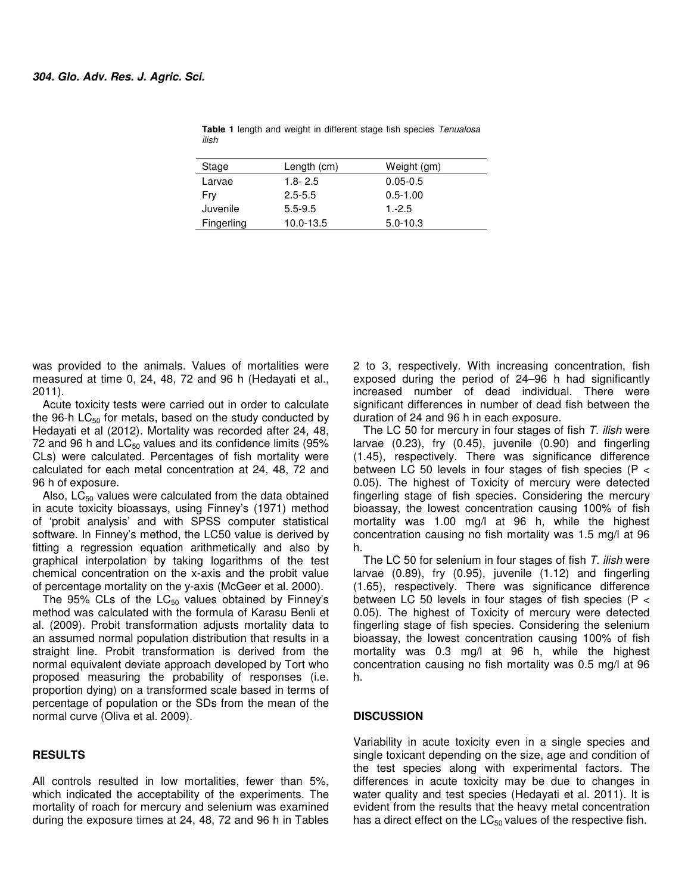**Table 1** length and weight in different stage fish species *Tenualosa ilish*

| Stage | Length (cm) | Weight (gm) |
|---|---|---|
| Larvae | 1.8- 2.5 | 0.05-0.5 |
| Fry | 2.5-5.5 | 0.5-1.00 |
| Juvenile | 5.5-9.5 | 1.-2.5 |
| Fingerling | 10.0-13.5 | 5.0-10.3 |

was provided to the animals. Values of mortalities were measured at time 0, 24, 48, 72 and 96 h (Hedayati et al., 2011).

Acute toxicity tests were carried out in order to calculate the 96-h $LC_{50}$ for metals, based on the study conducted by Hedayati et al (2012). Mortality was recorded after 24, 48, 72 and 96 h and $LC_{50}$ values and its confidence limits (95% CLs) were calculated. Percentages of fish mortality were calculated for each metal concentration at 24, 48, 72 and 96 h of exposure.

Also, $LC_{50}$ values were calculated from the data obtained in acute toxicity bioassays, using Finney's (1971) method of 'probit analysis' and with SPSS computer statistical software. In Finney's method, the LC50 value is derived by fitting a regression equation arithmetically and also by graphical interpolation by taking logarithms of the test chemical concentration on the x-axis and the probit value of percentage mortality on the y-axis (McGeer et al. 2000).

The 95% CLs of the $LC_{50}$ values obtained by Finney's method was calculated with the formula of Karasu Benli et al. (2009). Probit transformation adjusts mortality data to an assumed normal population distribution that results in a straight line. Probit transformation is derived from the normal equivalent deviate approach developed by Tort who proposed measuring the probability of responses (i.e. proportion dying) on a transformed scale based in terms of percentage of population or the SDs from the mean of the normal curve (Oliva et al. 2009).

## RESULTS

All controls resulted in low mortalities, fewer than 5%, which indicated the acceptability of the experiments. The mortality of roach for mercury and selenium was examined during the exposure times at 24, 48, 72 and 96 h in Tables 2 to 3, respectively. With increasing concentration, fish exposed during the period of 24–96 h had significantly increased number of dead individual. There were significant differences in number of dead fish between the duration of 24 and 96 h in each exposure.

The LC 50 for mercury in four stages of fish *T. ilish* were larvae (0.23), fry (0.45), juvenile (0.90) and fingerling (1.45), respectively. There was significance difference between LC 50 levels in four stages of fish species ($P < 0.05$). The highest of Toxicity of mercury were detected fingerling stage of fish species. Considering the mercury bioassay, the lowest concentration causing 100% of fish mortality was 1.00 mg/l at 96 h, while the highest concentration causing no fish mortality was 1.5 mg/l at 96 h.

The LC 50 for selenium in four stages of fish *T. ilish* were larvae (0.89), fry (0.95), juvenile (1.12) and fingerling (1.65), respectively. There was significance difference between LC 50 levels in four stages of fish species ($P < 0.05$). The highest of Toxicity of mercury were detected fingerling stage of fish species. Considering the selenium bioassay, the lowest concentration causing 100% of fish mortality was 0.3 mg/l at 96 h, while the highest concentration causing no fish mortality was 0.5 mg/l at 96 h.

## DISCUSSION

Variability in acute toxicity even in a single species and single toxicant depending on the size, age and condition of the test species along with experimental factors. The differences in acute toxicity may be due to changes in water quality and test species (Hedayati et al. 2011). It is evident from the results that the heavy metal concentration has a direct effect on the $LC_{50}$ values of the respective fish.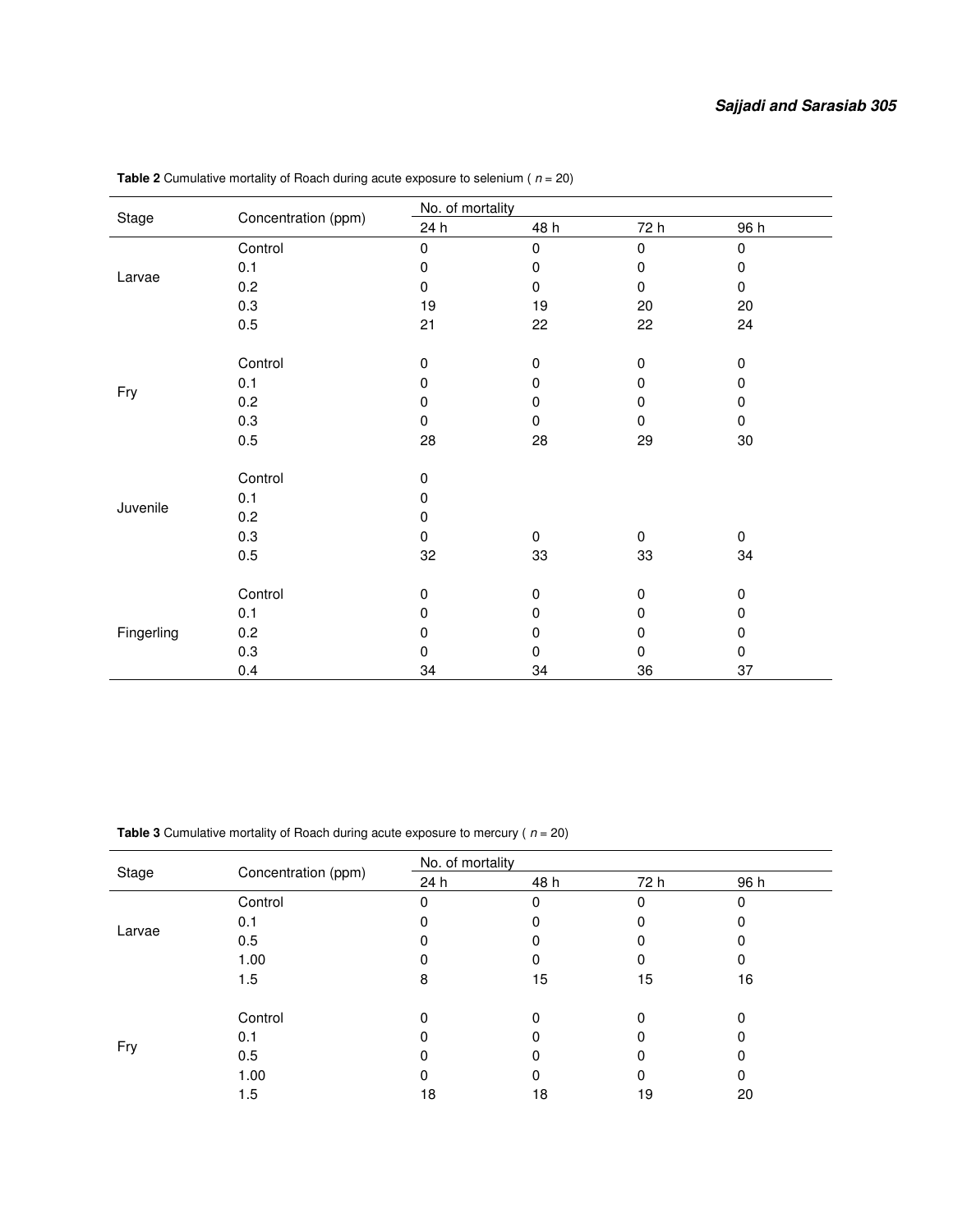**Table 2** Cumulative mortality of Roach during acute exposure to selenium ( *n* = 20)

| Stage | Concentration (ppm) | No. of mortality | | | |
|---|---|---|---|---|---|
| | | 24 h | 48 h | 72 h | 96 h |
| Larvae | Control | 0 | 0 | 0 | 0 |
| | 0.1 | 0 | 0 | 0 | 0 |
| | 0.2 | 0 | 0 | 0 | 0 |
| | 0.3 | 19 | 19 | 20 | 20 |
| | 0.5 | 21 | 22 | 22 | 24 |
| Fry | Control | 0 | 0 | 0 | 0 |
| | 0.1 | 0 | 0 | 0 | 0 |
| | 0.2 | 0 | 0 | 0 | 0 |
| | 0.3 | 0 | 0 | 0 | 0 |
| | 0.5 | 28 | 28 | 29 | 30 |
| Juvenile | Control | 0 | | | |
| | 0.1 | 0 | | | |
| | 0.2 | 0 | | | |
| | 0.3 | 0 | 0 | 0 | 0 |
| | 0.5 | 32 | 33 | 33 | 34 |
| Fingerling | Control | 0 | 0 | 0 | 0 |
| | 0.1 | 0 | 0 | 0 | 0 |
| | 0.2 | 0 | 0 | 0 | 0 |
| | 0.3 | 0 | 0 | 0 | 0 |
| | 0.4 | 34 | 34 | 36 | 37 |

**Table 3** Cumulative mortality of Roach during acute exposure to mercury ( *n* = 20)

| Stage | Concentration (ppm) | No. of mortality | | | |
|---|---|---|---|---|---|
| | | 24 h | 48 h | 72 h | 96 h |
| Larvae | Control | 0 | 0 | 0 | 0 |
| | 0.1 | 0 | 0 | 0 | 0 |
| | 0.5 | 0 | 0 | 0 | 0 |
| | 1.00 | 0 | 0 | 0 | 0 |
| | 1.5 | 8 | 15 | 15 | 16 |
| Fry | Control | 0 | 0 | 0 | 0 |
| | 0.1 | 0 | 0 | 0 | 0 |
| | 0.5 | 0 | 0 | 0 | 0 |
| | 1.00 | 0 | 0 | 0 | 0 |
| | 1.5 | 18 | 18 | 19 | 20 |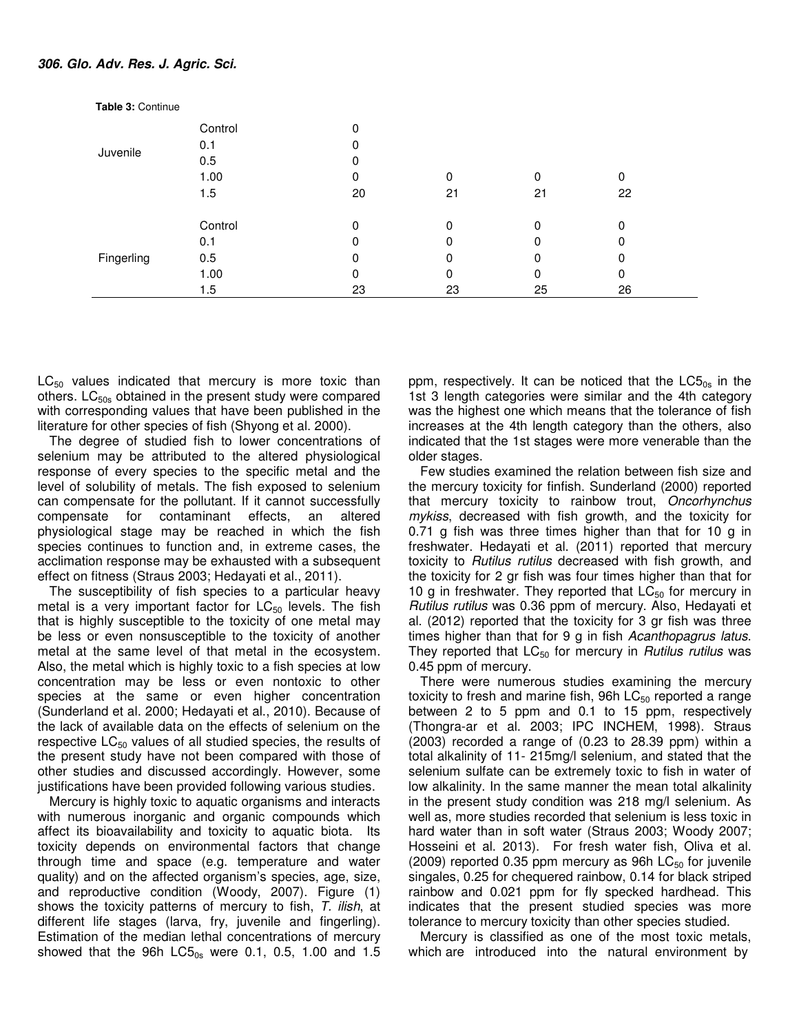Table 3: Continue

| | | | | | |
|---|---|---|---|---|---|
| Juvenile | Control | 0 | | | |
| | 0.1 | 0 | | | |
| | 0.5 | 0 | | | |
| | 1.00 | 0 | 0 | 0 | 0 |
| | 1.5 | 20 | 21 | 21 | 22 |
| Fingerling | Control | 0 | 0 | 0 | 0 |
| | 0.1 | 0 | 0 | 0 | 0 |
| | 0.5 | 0 | 0 | 0 | 0 |
| | 1.00 | 0 | 0 | 0 | 0 |
| | 1.5 | 23 | 23 | 25 | 26 |

$LC_{50}$ values indicated that mercury is more toxic than others. $LC_{50s}$ obtained in the present study were compared with corresponding values that have been published in the literature for other species of fish (Shyong et al. 2000).

The degree of studied fish to lower concentrations of selenium may be attributed to the altered physiological response of every species to the specific metal and the level of solubility of metals. The fish exposed to selenium can compensate for the pollutant. If it cannot successfully compensate for contaminant effects, an altered physiological stage may be reached in which the fish species continues to function and, in extreme cases, the acclimation response may be exhausted with a subsequent effect on fitness (Straus 2003; Hedayati et al., 2011).

The susceptibility of fish species to a particular heavy metal is a very important factor for $LC_{50}$ levels. The fish that is highly susceptible to the toxicity of one metal may be less or even nonsusceptible to the toxicity of another metal at the same level of that metal in the ecosystem. Also, the metal which is highly toxic to a fish species at low concentration may be less or even nontoxic to other species at the same or even higher concentration (Sunderland et al. 2000; Hedayati et al., 2010). Because of the lack of available data on the effects of selenium on the respective $LC_{50}$ values of all studied species, the results of the present study have not been compared with those of other studies and discussed accordingly. However, some justifications have been provided following various studies.

Mercury is highly toxic to aquatic organisms and interacts with numerous inorganic and organic compounds which affect its bioavailability and toxicity to aquatic biota. Its toxicity depends on environmental factors that change through time and space (e.g. temperature and water quality) and on the affected organism's species, age, size, and reproductive condition (Woody, 2007). Figure (1) shows the toxicity patterns of mercury to fish, *T. ilish*, at different life stages (larva, fry, juvenile and fingerling). Estimation of the median lethal concentrations of mercury showed that the 96h $LC5_{0s}$ were 0.1, 0.5, 1.00 and 1.5 ppm, respectively. It can be noticed that the $LC5_{0s}$ in the 1st 3 length categories were similar and the 4th category was the highest one which means that the tolerance of fish increases at the 4th length category than the others, also indicated that the 1st stages were more venerable than the older stages.

Few studies examined the relation between fish size and the mercury toxicity for finfish. Sunderland (2000) reported that mercury toxicity to rainbow trout, *Oncorhynchus mykiss*, decreased with fish growth, and the toxicity for 0.71 g fish was three times higher than that for 10 g in freshwater. Hedayati et al. (2011) reported that mercury toxicity to *Rutilus rutilus* decreased with fish growth, and the toxicity for 2 gr fish was four times higher than that for 10 g in freshwater. They reported that $LC_{50}$ for mercury in *Rutilus rutilus* was 0.36 ppm of mercury. Also, Hedayati et al. (2012) reported that the toxicity for 3 gr fish was three times higher than that for 9 g in fish *Acanthopagrus latus*. They reported that $LC_{50}$ for mercury in *Rutilus rutilus* was 0.45 ppm of mercury.

There were numerous studies examining the mercury toxicity to fresh and marine fish, 96h $LC_{50}$ reported a range between 2 to 5 ppm and 0.1 to 15 ppm, respectively (Thongra-ar et al. 2003; IPC INCHEM, 1998). Straus (2003) recorded a range of (0.23 to 28.39 ppm) within a total alkalinity of 11- 215mg/l selenium, and stated that the selenium sulfate can be extremely toxic to fish in water of low alkalinity. In the same manner the mean total alkalinity in the present study condition was 218 mg/l selenium. As well as, more studies recorded that selenium is less toxic in hard water than in soft water (Straus 2003; Woody 2007; Hosseini et al. 2013). For fresh water fish, Oliva et al. (2009) reported 0.35 ppm mercury as 96h $LC_{50}$ for juvenile singales, 0.25 for chequered rainbow, 0.14 for black striped rainbow and 0.021 ppm for fly specked hardhead. This indicates that the present studied species was more tolerance to mercury toxicity than other species studied.

Mercury is classified as one of the most toxic metals, which are introduced into the natural environment by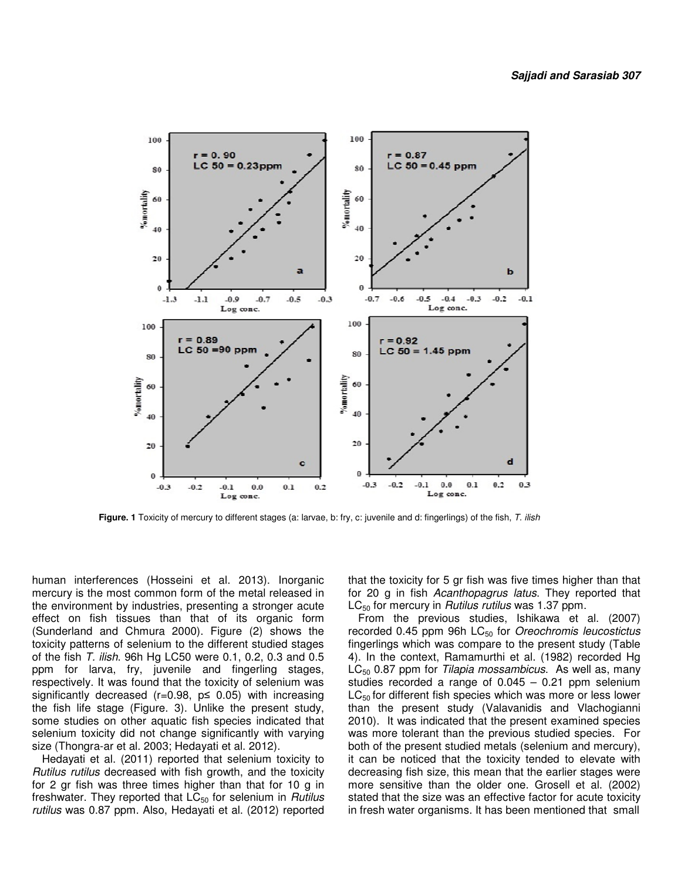**Figure. 1** Toxicity of mercury to different stages (a: larvae, b: fry, c: juvenile and d: fingerlings) of the fish, *T. ilish*

human interferences (Hosseini et al. 2013). Inorganic mercury is the most common form of the metal released in the environment by industries, presenting a stronger acute effect on fish tissues than that of its organic form (Sunderland and Chmura 2000). Figure (2) shows the toxicity patterns of selenium to the different studied stages of the fish *T. ilish*. 96h Hg LC50 were 0.1, 0.2, 0.3 and 0.5 ppm for larva, fry, juvenile and fingerling stages, respectively. It was found that the toxicity of selenium was significantly decreased (r=0.98, p≤ 0.05) with increasing the fish life stage (Figure. 3). Unlike the present study, some studies on other aquatic fish species indicated that selenium toxicity did not change significantly with varying size (Thongra-ar et al. 2003; Hedayati et al. 2012).

Hedayati et al. (2011) reported that selenium toxicity to *Rutilus rutilus* decreased with fish growth, and the toxicity for 2 gr fish was three times higher than that for 10 g in freshwater. They reported that $LC_{50}$ for selenium in *Rutilus rutilus* was 0.87 ppm. Also, Hedayati et al. (2012) reported that the toxicity for 5 gr fish was five times higher than that for 20 g in fish *Acanthopagrus latus*. They reported that $LC_{50}$ for mercury in *Rutilus rutilus* was 1.37 ppm.

From the previous studies, Ishikawa et al. (2007) recorded 0.45 ppm 96h $LC_{50}$ for *Oreochromis leucostictus* fingerlings which was compare to the present study (Table 4). In the context, Ramamurthi et al. (1982) recorded Hg $LC_{50}$ 0.87 ppm for *Tilapia mossambicus*. As well as, many studies recorded a range of 0.045 – 0.21 ppm selenium $LC_{50}$ for different fish species which was more or less lower than the present study (Valavanidis and Vlachogianni 2010). It was indicated that the present examined species was more tolerant than the previous studied species. For both of the present studied metals (selenium and mercury), it can be noticed that the toxicity tended to elevate with decreasing fish size, this mean that the earlier stages were more sensitive than the older one. Grosell et al. (2002) stated that the size was an effective factor for acute toxicity in fresh water organisms. It has been mentioned that small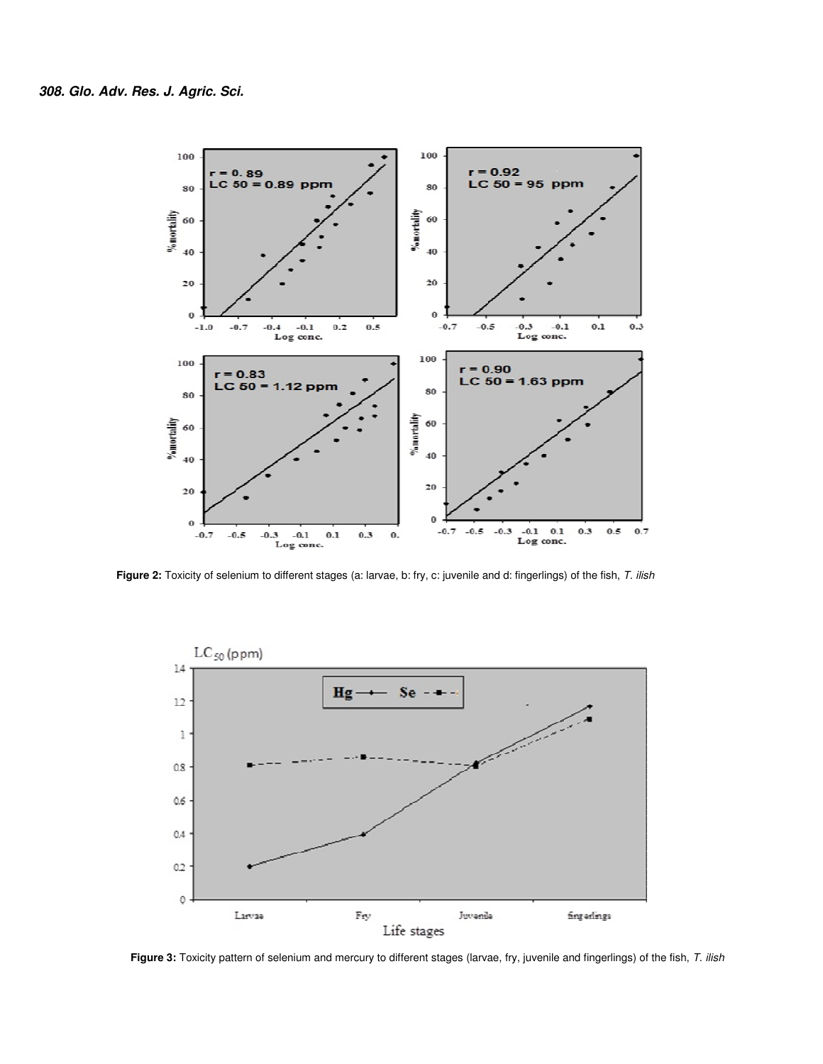**Figure 2:** Toxicity of selenium to different stages (a: larvae, b: fry, c: juvenile and d: fingerlings) of the fish, *T. ilish*

**Figure 3:** Toxicity pattern of selenium and mercury to different stages (larvae, fry, juvenile and fingerlings) of the fish, *T. ilish*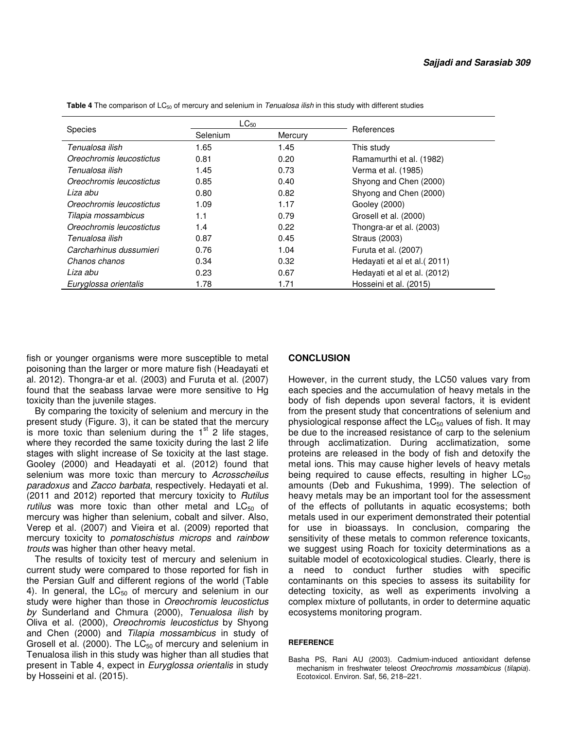**Table 4** The comparison of $LC_{50}$ of mercury and selenium in *Tenualosa ilish* in this study with different studies

| Species | $LC_{50}$ | | References |
|---|---|---|---|
| | Selenium | Mercury | |
| *Tenualosa ilish* | 1.65 | 1.45 | This study |
| *Oreochromis leucostictus* | 0.81 | 0.20 | Ramamurthi et al. (1982) |
| *Tenualosa ilish* | 1.45 | 0.73 | Verma et al. (1985) |
| *Oreochromis leucostictus* | 0.85 | 0.40 | Shyong and Chen (2000) |
| *Liza abu* | 0.80 | 0.82 | Shyong and Chen (2000) |
| *Oreochromis leucostictus* | 1.09 | 1.17 | Gooley (2000) |
| *Tilapia mossambicus* | 1.1 | 0.79 | Grosell et al. (2000) |
| *Oreochromis leucostictus* | 1.4 | 0.22 | Thongra-ar et al. (2003) |
| *Tenualosa ilish* | 0.87 | 0.45 | Straus (2003) |
| *Carcharhinus dussumieri* | 0.76 | 1.04 | Furuta et al. (2007) |
| *Chanos chanos* | 0.34 | 0.32 | Hedayati et al et al.( 2011) |
| *Liza abu* | 0.23 | 0.67 | Hedayati et al et al. (2012) |
| *Euryglossa orientalis* | 1.78 | 1.71 | Hosseini et al. (2015) |

fish or younger organisms were more susceptible to metal poisoning than the larger or more mature fish (Headayati et al. 2012). Thongra-ar et al. (2003) and Furuta et al. (2007) found that the seabass larvae were more sensitive to Hg toxicity than the juvenile stages.

By comparing the toxicity of selenium and mercury in the present study (Figure. 3), it can be stated that the mercury is more toxic than selenium during the 1st 2 life stages, where they recorded the same toxicity during the last 2 life stages with slight increase of Se toxicity at the last stage. Gooley (2000) and Headayati et al. (2012) found that selenium was more toxic than mercury to *Acrosscheilus paradoxus* and *Zacco barbata*, respectively. Hedayati et al. (2011 and 2012) reported that mercury toxicity to *Rutilus rutilus* was more toxic than other metal and $LC_{50}$ of mercury was higher than selenium, cobalt and silver. Also, Verep et al. (2007) and Vieira et al. (2009) reported that mercury toxicity to *pomatoschistus microps* and *rainbow trouts* was higher than other heavy metal.

The results of toxicity test of mercury and selenium in current study were compared to those reported for fish in the Persian Gulf and different regions of the world (Table 4). In general, the $LC_{50}$ of mercury and selenium in our study were higher than those in *Oreochromis leucostictus by* Sunderland and Chmura (2000), *Tenualosa ilish* by Oliva et al. (2000), *Oreochromis leucostictus* by Shyong and Chen (2000) and *Tilapia mossambicus* in study of Grosell et al. (2000). The $LC_{50}$ of mercury and selenium in Tenualosa ilish in this study was higher than all studies that present in Table 4, expect in *Euryglossa orientalis* in study by Hosseini et al. (2015).

## CONCLUSION

However, in the current study, the LC50 values vary from each species and the accumulation of heavy metals in the body of fish depends upon several factors, it is evident from the present study that concentrations of selenium and physiological response affect the $LC_{50}$ values of fish. It may be due to the increased resistance of carp to the selenium through acclimatization. During acclimatization, some proteins are released in the body of fish and detoxify the metal ions. This may cause higher levels of heavy metals being required to cause effects, resulting in higher $LC_{50}$ amounts (Deb and Fukushima, 1999). The selection of heavy metals may be an important tool for the assessment of the effects of pollutants in aquatic ecosystems; both metals used in our experiment demonstrated their potential for use in bioassays. In conclusion, comparing the sensitivity of these metals to common reference toxicants, we suggest using Roach for toxicity determinations as a suitable model of ecotoxicological studies. Clearly, there is a need to conduct further studies with specific contaminants on this species to assess its suitability for detecting toxicity, as well as experiments involving a complex mixture of pollutants, in order to determine aquatic ecosystems monitoring program.

## REFERENCE

Basha PS, Rani AU (2003). Cadmium-induced antioxidant defense mechanism in freshwater teleost *Oreochromis mossambicus* (*tilapia*). Ecotoxicol. Environ. Saf, 56, 218–221.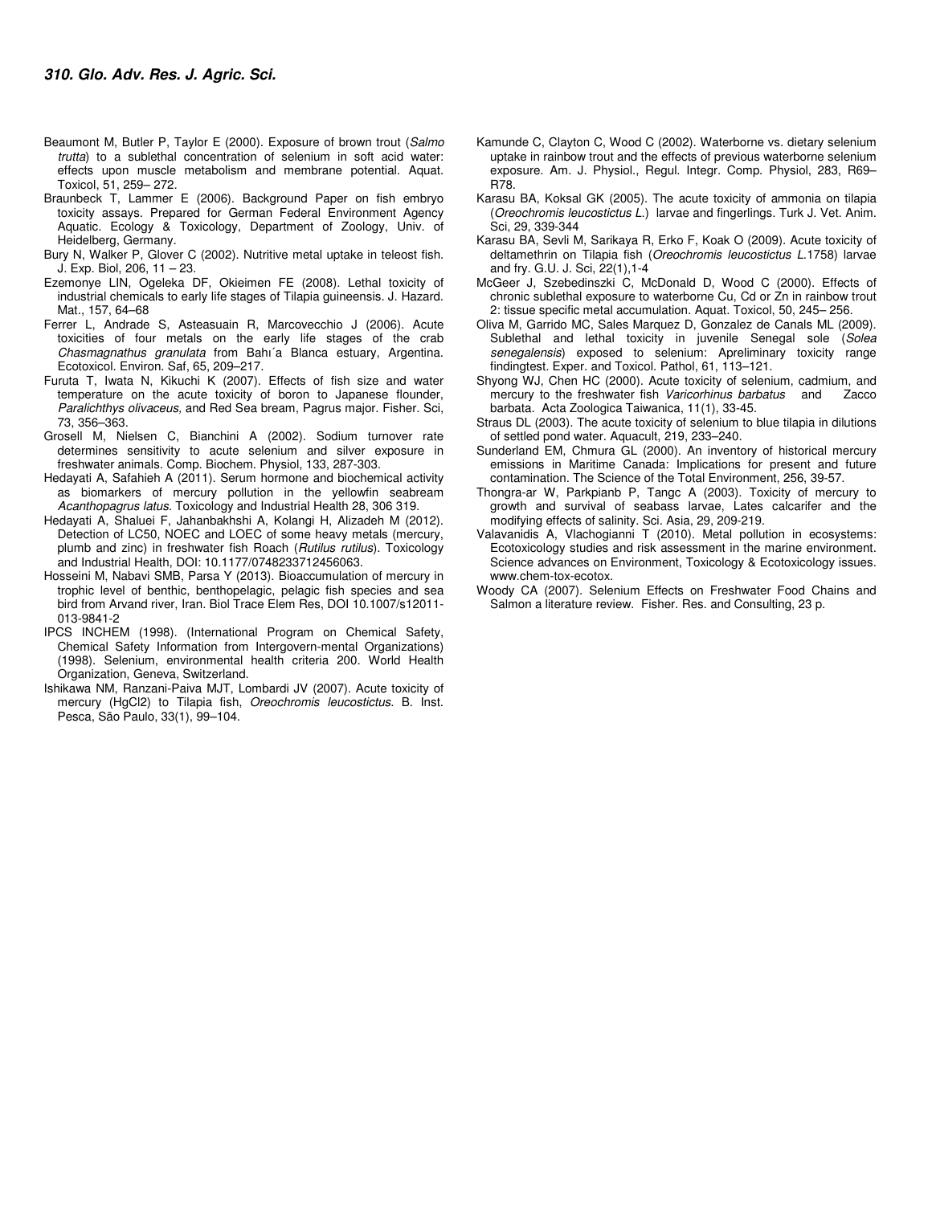Beaumont M, Butler P, Taylor E (2000). Exposure of brown trout (*Salmo trutta*) to a sublethal concentration of selenium in soft acid water: effects upon muscle metabolism and membrane potential. Aquat. Toxicol, 51, 259– 272.

Braunbeck T, Lammer E (2006). Background Paper on fish embryo toxicity assays. Prepared for German Federal Environment Agency Aquatic. Ecology & Toxicology, Department of Zoology, Univ. of Heidelberg, Germany.

Bury N, Walker P, Glover C (2002). Nutritive metal uptake in teleost fish. J. Exp. Biol, 206, 11 – 23.

Ezemonye LIN, Ogeleka DF, Okieimen FE (2008). Lethal toxicity of industrial chemicals to early life stages of Tilapia guineensis. J. Hazard. Mat., 157, 64–68

Ferrer L, Andrade S, Asteasuain R, Marcovecchio J (2006). Acute toxicities of four metals on the early life stages of the crab *Chasmagnathus granulata* from Bahı´a Blanca estuary, Argentina. Ecotoxicol. Environ. Saf, 65, 209–217.

Furuta T, Iwata N, Kikuchi K (2007). Effects of fish size and water temperature on the acute toxicity of boron to Japanese flounder, *Paralichthys olivaceus,* and Red Sea bream, Pagrus major. Fisher. Sci, 73, 356–363.

Grosell M, Nielsen C, Bianchini A (2002). Sodium turnover rate determines sensitivity to acute selenium and silver exposure in freshwater animals. Comp. Biochem. Physiol, 133, 287-303.

Hedayati A, Safahieh A (2011). Serum hormone and biochemical activity as biomarkers of mercury pollution in the yellowfin seabream *Acanthopagrus latus.* Toxicology and Industrial Health 28, 306 319.

Hedayati A, Shaluei F, Jahanbakhshi A, Kolangi H, Alizadeh M (2012). Detection of LC50, NOEC and LOEC of some heavy metals (mercury, plumb and zinc) in freshwater fish Roach (*Rutilus rutilus*). Toxicology and Industrial Health, DOI: 10.1177/0748233712456063.

Hosseini M, Nabavi SMB, Parsa Y (2013). Bioaccumulation of mercury in trophic level of benthic, benthopelagic, pelagic fish species and sea bird from Arvand river, Iran. Biol Trace Elem Res, DOI 10.1007/s12011-013-9841-2

IPCS INCHEM (1998). (International Program on Chemical Safety, Chemical Safety Information from Intergovern-mental Organizations) (1998). Selenium, environmental health criteria 200. World Health Organization, Geneva, Switzerland.

Ishikawa NM, Ranzani-Paiva MJT, Lombardi JV (2007). Acute toxicity of mercury (HgCl2) to Tilapia fish, *Oreochromis leucostictus*. B. Inst. Pesca, São Paulo, 33(1), 99–104.

Kamunde C, Clayton C, Wood C (2002). Waterborne vs. dietary selenium uptake in rainbow trout and the effects of previous waterborne selenium exposure. Am. J. Physiol., Regul. Integr. Comp. Physiol, 283, R69–R78.

Karasu BA, Koksal GK (2005). The acute toxicity of ammonia on tilapia (*Oreochromis leucostictus L.*) larvae and fingerlings. Turk J. Vet. Anim. Sci, 29, 339-344

Karasu BA, Sevli M, Sarikaya R, Erko F, Koak O (2009). Acute toxicity of deltamethrin on Tilapia fish (*Oreochromis leucostictus L.*1758) larvae and fry. G.U. J. Sci, 22(1),1-4

McGeer J, Szebedinszki C, McDonald D, Wood C (2000). Effects of chronic sublethal exposure to waterborne Cu, Cd or Zn in rainbow trout 2: tissue specific metal accumulation. Aquat. Toxicol, 50, 245– 256.

Oliva M, Garrido MC, Sales Marquez D, Gonzalez de Canals ML (2009). Sublethal and lethal toxicity in juvenile Senegal sole (*Solea senegalensis*) exposed to selenium: Apreliminary toxicity range findingtest. Exper. and Toxicol. Pathol, 61, 113–121.

Shyong WJ, Chen HC (2000). Acute toxicity of selenium, cadmium, and mercury to the freshwater fish *Varicorhinus barbatus* and Zacco barbata. Acta Zoologica Taiwanica, 11(1), 33-45.

Straus DL (2003). The acute toxicity of selenium to blue tilapia in dilutions of settled pond water. Aquacult, 219, 233–240.

Sunderland EM, Chmura GL (2000). An inventory of historical mercury emissions in Maritime Canada: Implications for present and future contamination. The Science of the Total Environment, 256, 39-57.

Thongra-ar W, Parkpianb P, Tangc A (2003). Toxicity of mercury to growth and survival of seabass larvae, Lates calcarifer and the modifying effects of salinity. Sci. Asia, 29, 209-219.

Valavanidis A, Vlachogianni T (2010). Metal pollution in ecosystems: Ecotoxicology studies and risk assessment in the marine environment. Science advances on Environment, Toxicology & Ecotoxicology issues. www.chem-tox-ecotox.

Woody CA (2007). Selenium Effects on Freshwater Food Chains and Salmon a literature review. Fisher. Res. and Consulting, 23 p.